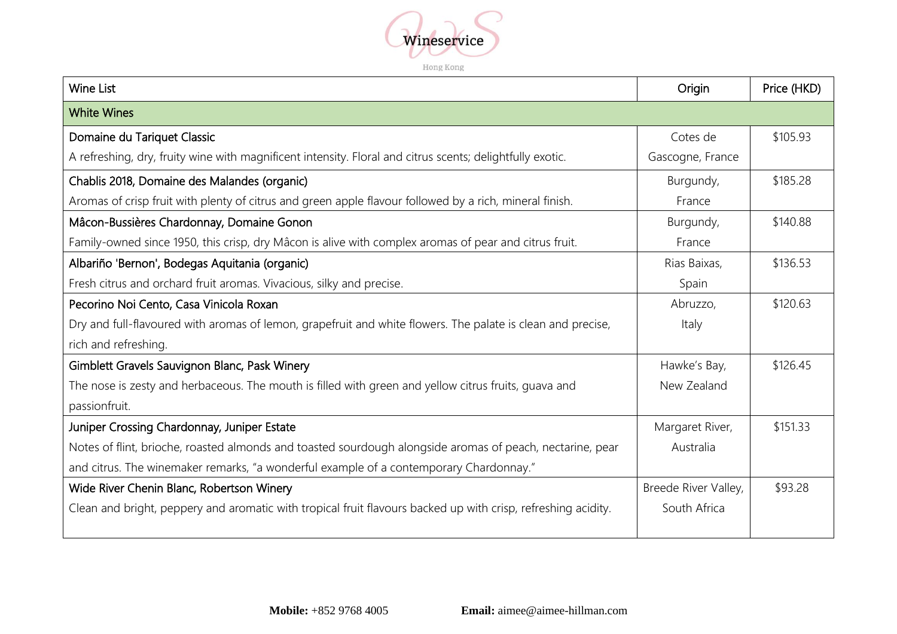Wineservice

Hong Kong

| Wine List | Origin | Price (HKD) |
|---|---|---|
| **White Wines** | | |
| Domaine du Tariquet Classic<br>A refreshing, dry, fruity wine with magnificent intensity. Floral and citrus scents; delightfully exotic. | Cotes de Gascogne, France | $105.93 |
| Chablis 2018, Domaine des Malandes (organic)<br>Aromas of crisp fruit with plenty of citrus and green apple flavour followed by a rich, mineral finish. | Burgundy, France | $185.28 |
| Mâcon-Bussières Chardonnay, Domaine Gonon<br>Family-owned since 1950, this crisp, dry Mâcon is alive with complex aromas of pear and citrus fruit. | Burgundy, France | $140.88 |
| Albariño 'Bernon', Bodegas Aquitania (organic)<br>Fresh citrus and orchard fruit aromas. Vivacious, silky and precise. | Rias Baixas, Spain | $136.53 |
| Pecorino Noi Cento, Casa Vinicola Roxan<br>Dry and full-flavoured with aromas of lemon, grapefruit and white flowers. The palate is clean and precise, rich and refreshing. | Abruzzo, Italy | $120.63 |
| Gimblett Gravels Sauvignon Blanc, Pask Winery<br>The nose is zesty and herbaceous. The mouth is filled with green and yellow citrus fruits, guava and passionfruit. | Hawke's Bay, New Zealand | $126.45 |
| Juniper Crossing Chardonnay, Juniper Estate<br>Notes of flint, brioche, roasted almonds and toasted sourdough alongside aromas of peach, nectarine, pear and citrus. The winemaker remarks, "a wonderful example of a contemporary Chardonnay." | Margaret River, Australia | $151.33 |
| Wide River Chenin Blanc, Robertson Winery<br>Clean and bright, peppery and aromatic with tropical fruit flavours backed up with crisp, refreshing acidity. | Breede River Valley, South Africa | $93.28 |

**Mobile:** +852 9768 4005 **Email:** aimee@aimee-hillman.com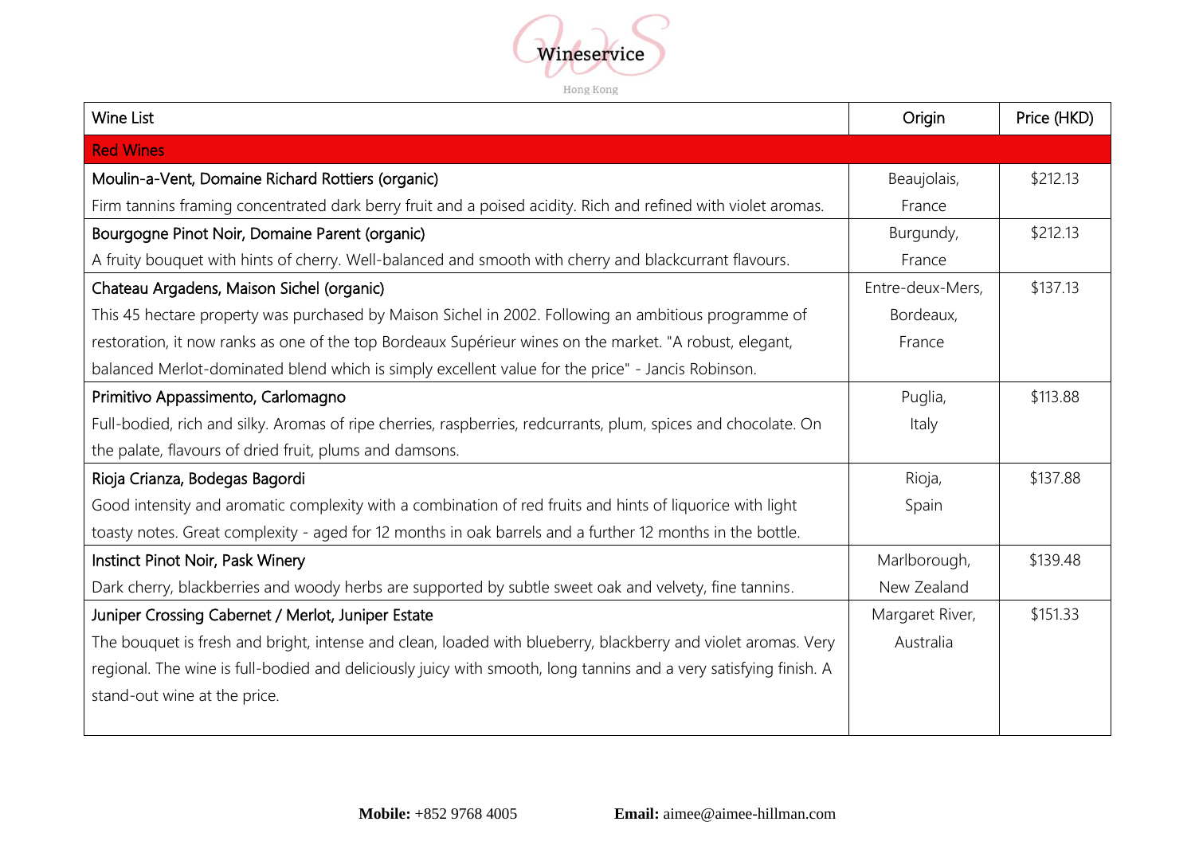Wineservice

Hong Kong

| Wine List | Origin | Price (HKD) |
|---|---|---|
| Red Wines | | |
| Moulin-a-Vent, Domaine Richard Rottiers (organic)<br>Firm tannins framing concentrated dark berry fruit and a poised acidity. Rich and refined with violet aromas. | Beaujolais, France | $212.13 |
| Bourgogne Pinot Noir, Domaine Parent (organic)<br>A fruity bouquet with hints of cherry. Well-balanced and smooth with cherry and blackcurrant flavours. | Burgundy, France | $212.13 |
| Chateau Argadens, Maison Sichel (organic)<br>This 45 hectare property was purchased by Maison Sichel in 2002. Following an ambitious programme of restoration, it now ranks as one of the top Bordeaux Supérieur wines on the market. "A robust, elegant, balanced Merlot-dominated blend which is simply excellent value for the price" - Jancis Robinson. | Entre-deux-Mers, Bordeaux, France | $137.13 |
| Primitivo Appassimento, Carlomagno<br>Full-bodied, rich and silky. Aromas of ripe cherries, raspberries, redcurrants, plum, spices and chocolate. On the palate, flavours of dried fruit, plums and damsons. | Puglia, Italy | $113.88 |
| Rioja Crianza, Bodegas Bagordi<br>Good intensity and aromatic complexity with a combination of red fruits and hints of liquorice with light toasty notes. Great complexity - aged for 12 months in oak barrels and a further 12 months in the bottle. | Rioja, Spain | $137.88 |
| Instinct Pinot Noir, Pask Winery<br>Dark cherry, blackberries and woody herbs are supported by subtle sweet oak and velvety, fine tannins. | Marlborough, New Zealand | $139.48 |
| Juniper Crossing Cabernet / Merlot, Juniper Estate<br>The bouquet is fresh and bright, intense and clean, loaded with blueberry, blackberry and violet aromas. Very regional. The wine is full-bodied and deliciously juicy with smooth, long tannins and a very satisfying finish. A stand-out wine at the price. | Margaret River, Australia | $151.33 |

**Mobile:** +852 9768 4005 **Email:** aimee@aimee-hillman.com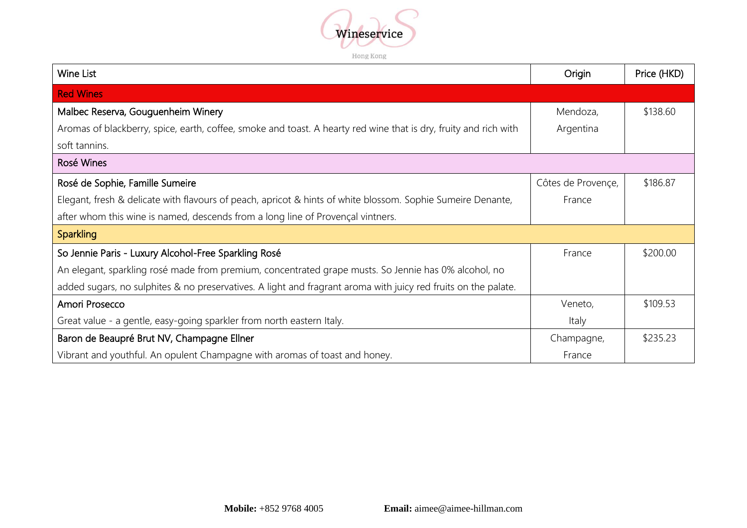Wineservice

Hong Kong

| Wine List | Origin | Price (HKD) |
| --- | --- | --- |
| **Red Wines** | | |
| Malbec Reserva, Gouguenheim Winery<br>Aromas of blackberry, spice, earth, coffee, smoke and toast. A hearty red wine that is dry, fruity and rich with soft tannins. | Mendoza, Argentina | $138.60 |
| **Rosé Wines** | | |
| Rosé de Sophie, Famille Sumeire<br>Elegant, fresh & delicate with flavours of peach, apricot & hints of white blossom. Sophie Sumeire Denante, after whom this wine is named, descends from a long line of Provençal vintners. | Côtes de Provençe, France | $186.87 |
| **Sparkling** | | |
| So Jennie Paris - Luxury Alcohol-Free Sparkling Rosé<br>An elegant, sparkling rosé made from premium, concentrated grape musts. So Jennie has 0% alcohol, no added sugars, no sulphites & no preservatives. A light and fragrant aroma with juicy red fruits on the palate. | France | $200.00 |
| Amori Prosecco<br>Great value - a gentle, easy-going sparkler from north eastern Italy. | Veneto, Italy | $109.53 |
| Baron de Beaupré Brut NV, Champagne Ellner<br>Vibrant and youthful. An opulent Champagne with aromas of toast and honey. | Champagne, France | $235.23 |

**Mobile:** +852 9768 4005 **Email:** aimee@aimee-hillman.com